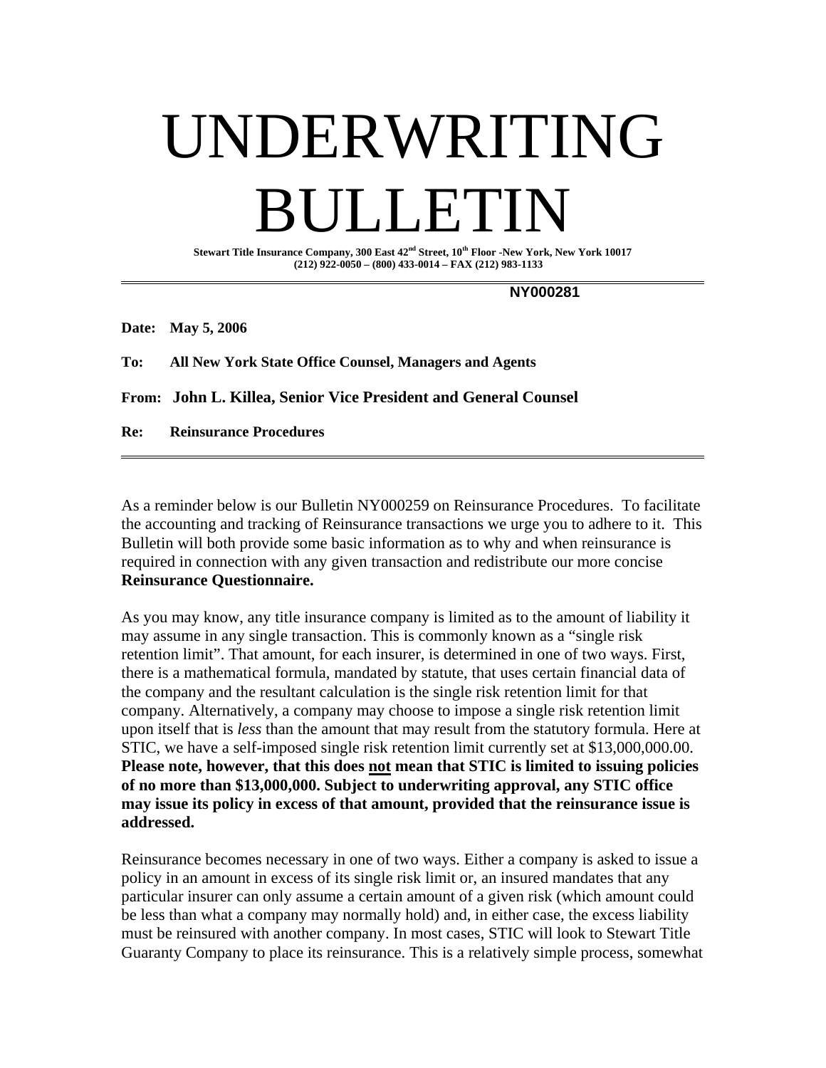# UNDERWRITING BULLETIN

**Stewart Title Insurance Company, 300 East 42nd Street, 10th Floor -New York, New York 10017**
**(212) 922-0050 – (800) 433-0014 – FAX (212) 983-1133**

**NY000281**

**Date:** **May 5, 2006**

**To:** **All New York State Office Counsel, Managers and Agents**

**From:** **John L. Killea, Senior Vice President and General Counsel**

**Re:** **Reinsurance Procedures**

As a reminder below is our Bulletin NY000259 on Reinsurance Procedures. To facilitate the accounting and tracking of Reinsurance transactions we urge you to adhere to it. This Bulletin will both provide some basic information as to why and when reinsurance is required in connection with any given transaction and redistribute our more concise **Reinsurance Questionnaire.**

As you may know, any title insurance company is limited as to the amount of liability it may assume in any single transaction. This is commonly known as a "single risk retention limit". That amount, for each insurer, is determined in one of two ways. First, there is a mathematical formula, mandated by statute, that uses certain financial data of the company and the resultant calculation is the single risk retention limit for that company. Alternatively, a company may choose to impose a single risk retention limit upon itself that is *less* than the amount that may result from the statutory formula. Here at STIC, we have a self-imposed single risk retention limit currently set at $13,000,000.00. **Please note, however, that this does <u>not</u> mean that STIC is limited to issuing policies of no more than $13,000,000. Subject to underwriting approval, any STIC office may issue its policy in excess of that amount, provided that the reinsurance issue is addressed.**

Reinsurance becomes necessary in one of two ways. Either a company is asked to issue a policy in an amount in excess of its single risk limit or, an insured mandates that any particular insurer can only assume a certain amount of a given risk (which amount could be less than what a company may normally hold) and, in either case, the excess liability must be reinsured with another company. In most cases, STIC will look to Stewart Title Guaranty Company to place its reinsurance. This is a relatively simple process, somewhat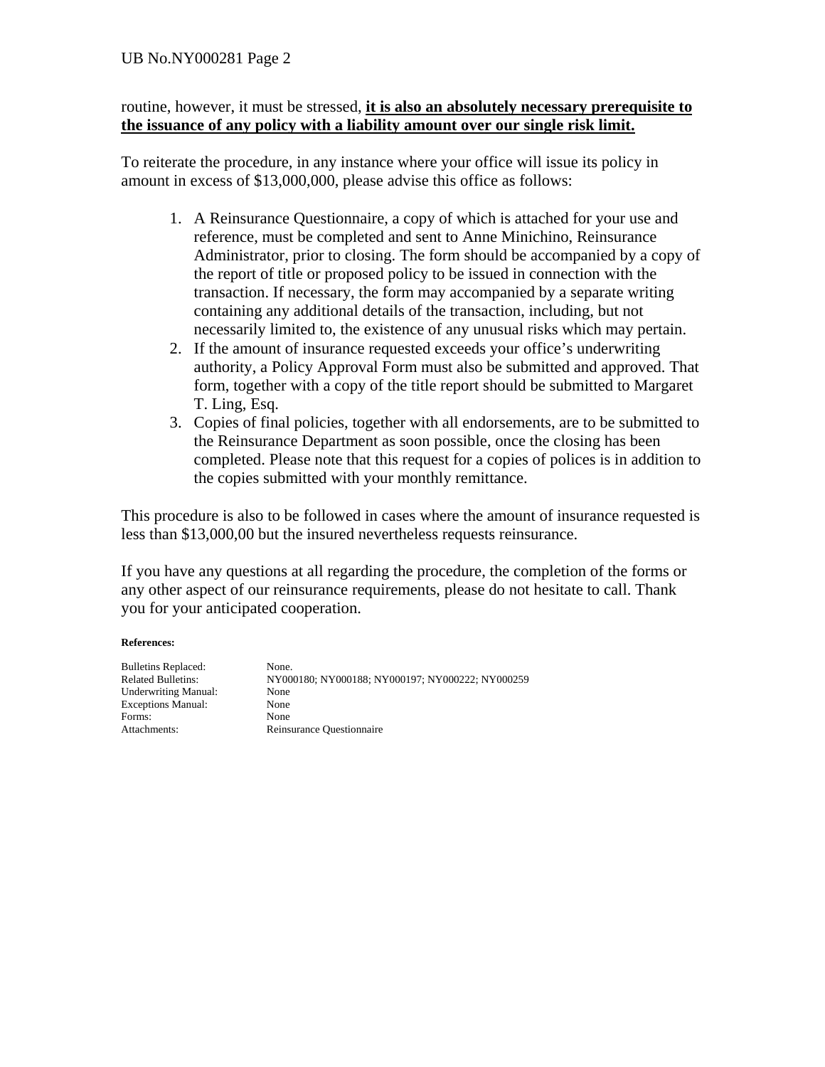routine, however, it must be stressed, **it is also an absolutely necessary prerequisite to the issuance of any policy with a liability amount over our single risk limit.**

To reiterate the procedure, in any instance where your office will issue its policy in amount in excess of $13,000,000, please advise this office as follows:

1. A Reinsurance Questionnaire, a copy of which is attached for your use and reference, must be completed and sent to Anne Minichino, Reinsurance Administrator, prior to closing. The form should be accompanied by a copy of the report of title or proposed policy to be issued in connection with the transaction. If necessary, the form may accompanied by a separate writing containing any additional details of the transaction, including, but not necessarily limited to, the existence of any unusual risks which may pertain.
2. If the amount of insurance requested exceeds your office's underwriting authority, a Policy Approval Form must also be submitted and approved. That form, together with a copy of the title report should be submitted to Margaret T. Ling, Esq.
3. Copies of final policies, together with all endorsements, are to be submitted to the Reinsurance Department as soon possible, once the closing has been completed. Please note that this request for a copies of polices is in addition to the copies submitted with your monthly remittance.

This procedure is also to be followed in cases where the amount of insurance requested is less than $13,000,00 but the insured nevertheless requests reinsurance.

If you have any questions at all regarding the procedure, the completion of the forms or any other aspect of our reinsurance requirements, please do not hesitate to call. Thank you for your anticipated cooperation.

**References:**

| | |
|---|---|
| Bulletins Replaced: | None. |
| Related Bulletins: | NY000180; NY000188; NY000197; NY000222; NY000259 |
| Underwriting Manual: | None |
| Exceptions Manual: | None |
| Forms: | None |
| Attachments: | Reinsurance Questionnaire |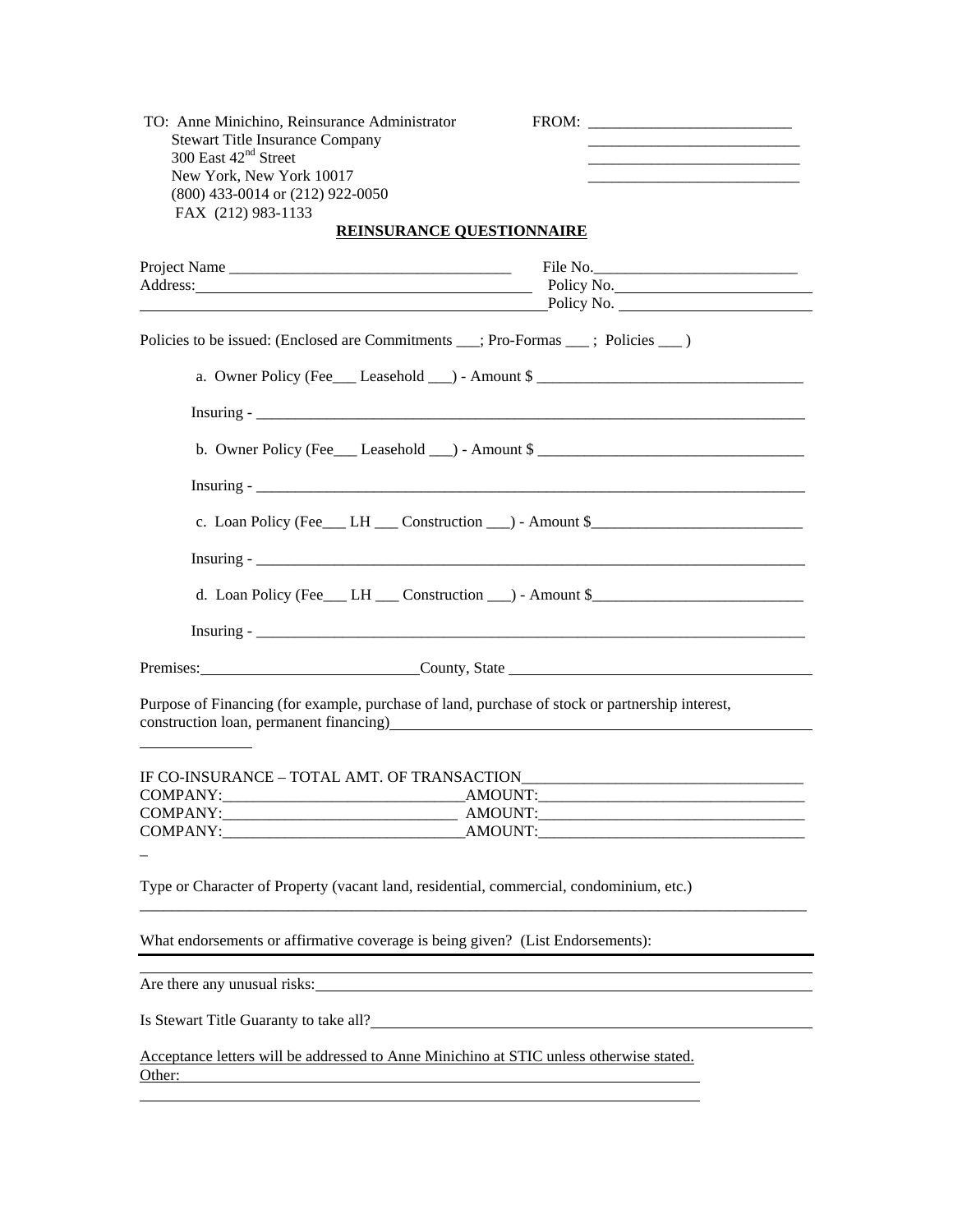TO: Anne Minichino, Reinsurance Administrator
Stewart Title Insurance Company
300 East 42nd Street
New York, New York 10017
(800) 433-0014 or (212) 922-0050
FAX (212) 983-1133

FROM: __________________________

## REINSURANCE QUESTIONNAIRE

Project Name ____________________________________ File No.__________________________

Address:__________________________________________ Policy No.________________________

__________________________________________________ Policy No. ________________________

Policies to be issued: (Enclosed are Commitments ___; Pro-Formas ___ ; Policies ___ )

a. Owner Policy (Fee___ Leasehold ___) - Amount $ __________________________________

Insuring - ___________________________________________________________________________

b. Owner Policy (Fee___ Leasehold ___) - Amount $ __________________________________

Insuring - ___________________________________________________________________________

c. Loan Policy (Fee___ LH ___ Construction ___) - Amount $__________________________

Insuring - ___________________________________________________________________________

d. Loan Policy (Fee___ LH ___ Construction ___) - Amount $__________________________

Insuring - ___________________________________________________________________________

Premises:___________________________County, State _______________________________________

Purpose of Financing (for example, purchase of land, purchase of stock or partnership interest, construction loan, permanent financing)______________________________________________

IF CO-INSURANCE – TOTAL AMT. OF TRANSACTION____________________________________

COMPANY:______________________________AMOUNT:_________________________________

COMPANY:______________________________ AMOUNT:_________________________________

COMPANY:______________________________AMOUNT:_________________________________

Type or Character of Property (vacant land, residential, commercial, condominium, etc.)

_____________________________________________________________________________________

What endorsements or affirmative coverage is being given? (List Endorsements):

_____________________________________________________________________________________

Are there any unusual risks:__________________________________________________________

Is Stewart Title Guaranty to take all?_________________________________________________

Acceptance letters will be addressed to Anne Minichino at STIC unless otherwise stated.

Other:_______________________________________________________________________

_____________________________________________________________________________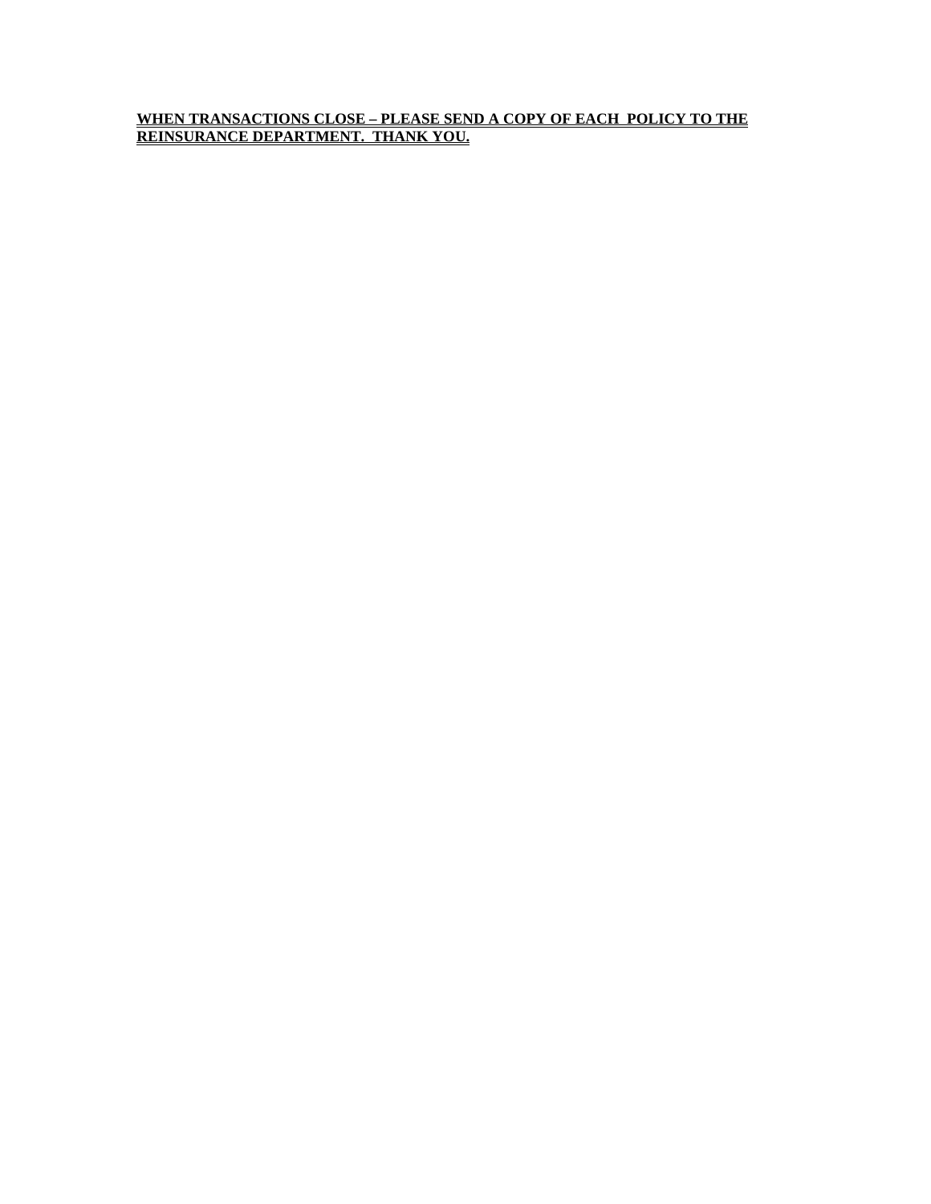**WHEN TRANSACTIONS CLOSE – PLEASE SEND A COPY OF EACH POLICY TO THE REINSURANCE DEPARTMENT. THANK YOU.**